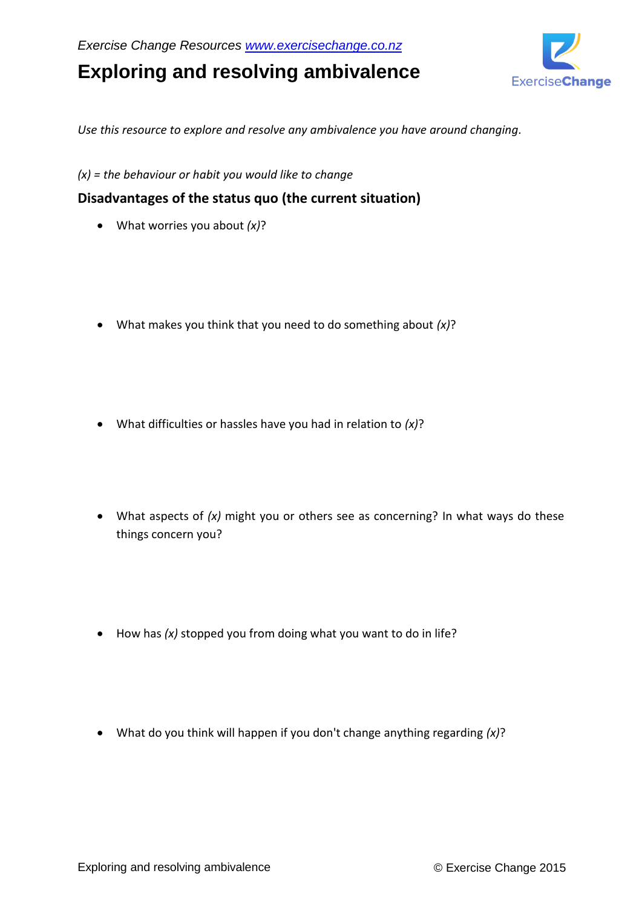*Exercise Change Resources www.exercisechange.co.nz*

# Exploring and resolving ambivalence

*Use this resource to explore and resolve any ambivalence you have around changing.*

*(x) = the behaviour or habit you would like to change*

## Disadvantages of the status quo (the current situation)

- What worries you about *(x)*?

- What makes you think that you need to do something about *(x)*?

- What difficulties or hassles have you had in relation to *(x)*?

- What aspects of *(x)* might you or others see as concerning? In what ways do these things concern you?

- How has *(x)* stopped you from doing what you want to do in life?

- What do you think will happen if you don't change anything regarding *(x)*?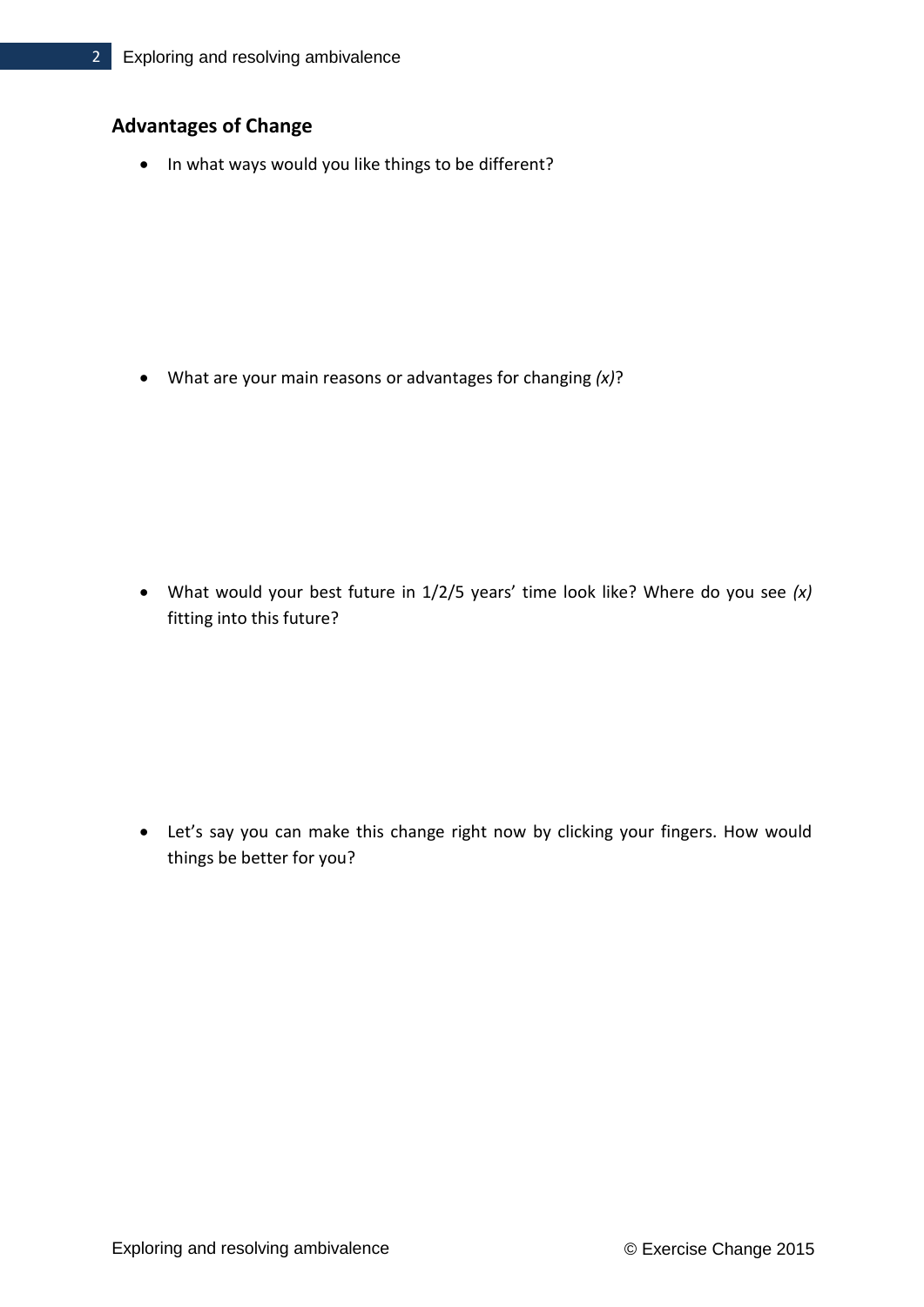## Advantages of Change

- In what ways would you like things to be different?

- What are your main reasons or advantages for changing *(x)*?

- What would your best future in 1/2/5 years' time look like? Where do you see *(x)* fitting into this future?

- Let's say you can make this change right now by clicking your fingers. How would things be better for you?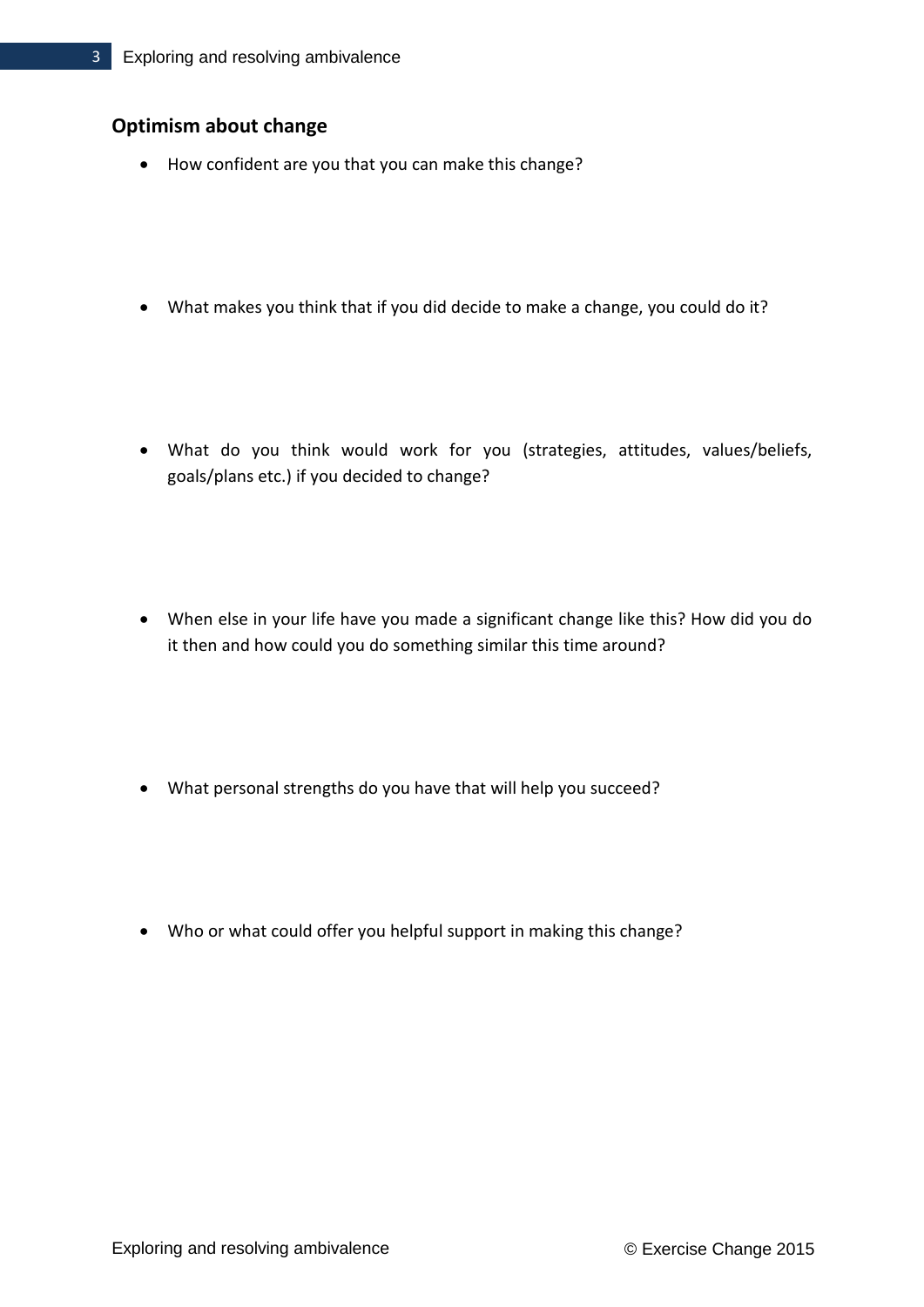## Optimism about change

- How confident are you that you can make this change?

- What makes you think that if you did decide to make a change, you could do it?

- What do you think would work for you (strategies, attitudes, values/beliefs, goals/plans etc.) if you decided to change?

- When else in your life have you made a significant change like this? How did you do it then and how could you do something similar this time around?

- What personal strengths do you have that will help you succeed?

- Who or what could offer you helpful support in making this change?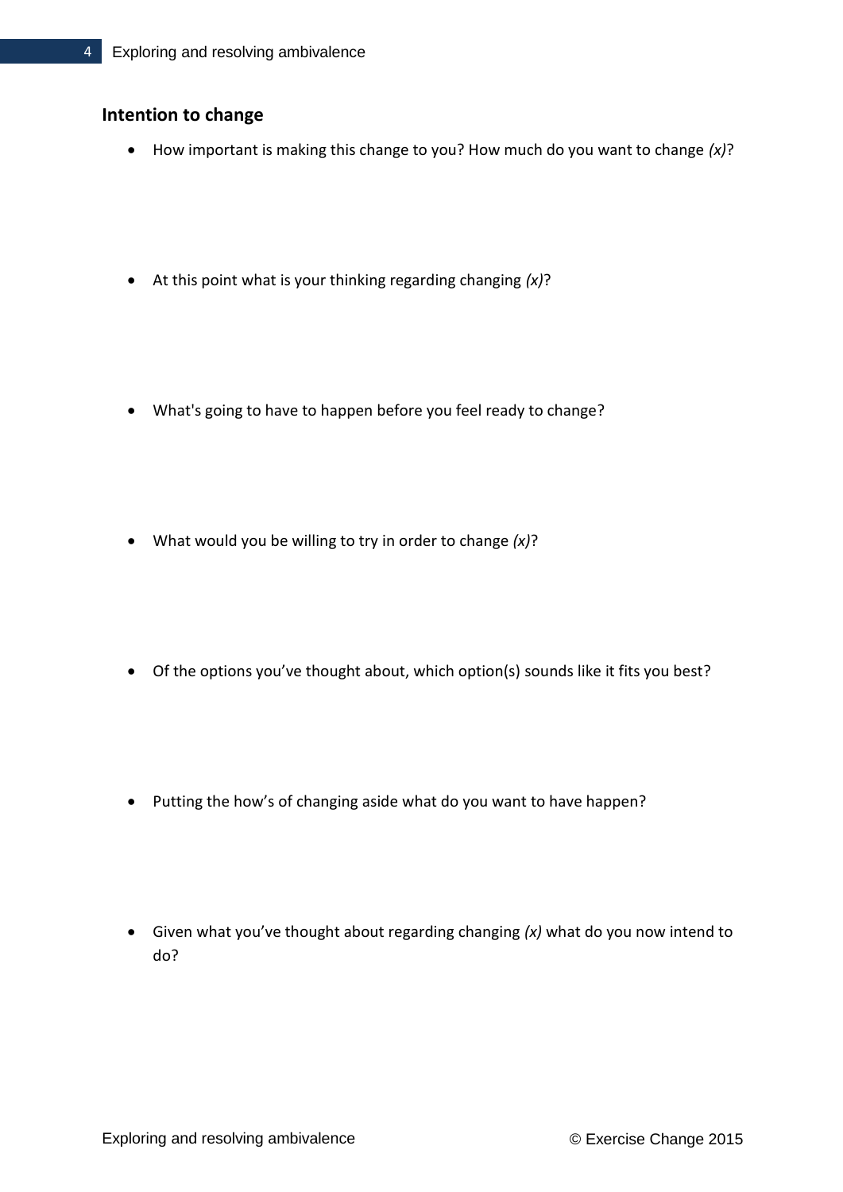## Intention to change

- How important is making this change to you? How much do you want to change *(x)*?

- At this point what is your thinking regarding changing *(x)*?

- What's going to have to happen before you feel ready to change?

- What would you be willing to try in order to change *(x)*?

- Of the options you've thought about, which option(s) sounds like it fits you best?

- Putting the how's of changing aside what do you want to have happen?

- Given what you've thought about regarding changing *(x)* what do you now intend to do?